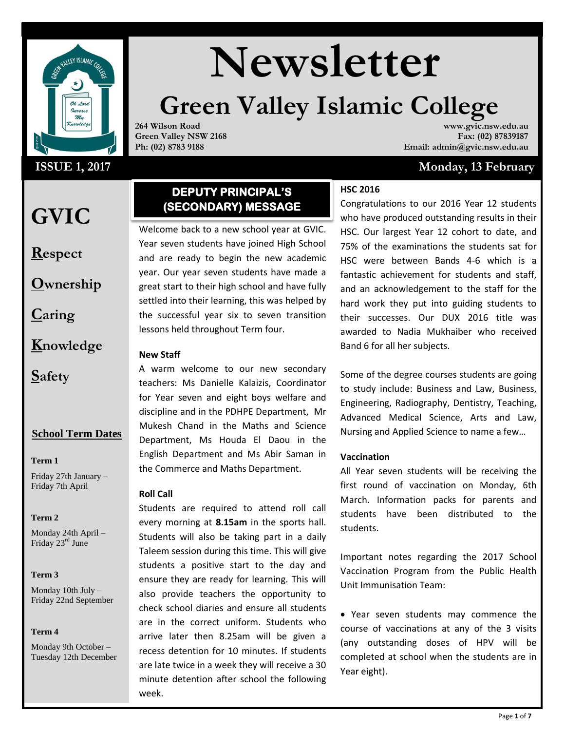# Newsletter

# Green Valley Islamic College

**264 Wilson Road**
**Green Valley NSW 2168**
**Ph: (02) 8783 9188**

**www.gvic.nsw.edu.au**
**Fax: (02) 87839187**
**Email: admin@gvic.nsw.edu.au**

**ISSUE 1, 2017** — **Monday, 13 February**

# GVIC

**R**espect

**O**wnership

**C**aring

**K**nowledge

**S**afety

### School Term Dates

**Term 1**

Friday 27th January – Friday 7th April

**Term 2**

Monday 24th April – Friday 23rd June

**Term 3**

Monday 10th July – Friday 22nd September

**Term 4**

Monday 9th October – Tuesday 12th December

## DEPUTY PRINCIPAL'S (SECONDARY) MESSAGE

Welcome back to a new school year at GVIC. Year seven students have joined High School and are ready to begin the new academic year. Our year seven students have made a great start to their high school and have fully settled into their learning, this was helped by the successful year six to seven transition lessons held throughout Term four.

**New Staff**

A warm welcome to our new secondary teachers: Ms Danielle Kalaizis, Coordinator for Year seven and eight boys welfare and discipline and in the PDHPE Department, Mr Mukesh Chand in the Maths and Science Department, Ms Houda El Daou in the English Department and Ms Abir Saman in the Commerce and Maths Department.

**Roll Call**

Students are required to attend roll call every morning at **8.15am** in the sports hall. Students will also be taking part in a daily Taleem session during this time. This will give students a positive start to the day and ensure they are ready for learning. This will also provide teachers the opportunity to check school diaries and ensure all students are in the correct uniform. Students who arrive later then 8.25am will be given a recess detention for 10 minutes. If students are late twice in a week they will receive a 30 minute detention after school the following week.

**HSC 2016**

Congratulations to our 2016 Year 12 students who have produced outstanding results in their HSC. Our largest Year 12 cohort to date, and 75% of the examinations the students sat for HSC were between Bands 4-6 which is a fantastic achievement for students and staff, and an acknowledgement to the staff for the hard work they put into guiding students to their successes. Our DUX 2016 title was awarded to Nadia Mukhaiber who received Band 6 for all her subjects.

Some of the degree courses students are going to study include: Business and Law, Business, Engineering, Radiography, Dentistry, Teaching, Advanced Medical Science, Arts and Law, Nursing and Applied Science to name a few…

**Vaccination**

All Year seven students will be receiving the first round of vaccination on Monday, 6th March. Information packs for parents and students have been distributed to the students.

Important notes regarding the 2017 School Vaccination Program from the Public Health Unit Immunisation Team:

- Year seven students may commence the course of vaccinations at any of the 3 visits (any outstanding doses of HPV will be completed at school when the students are in Year eight).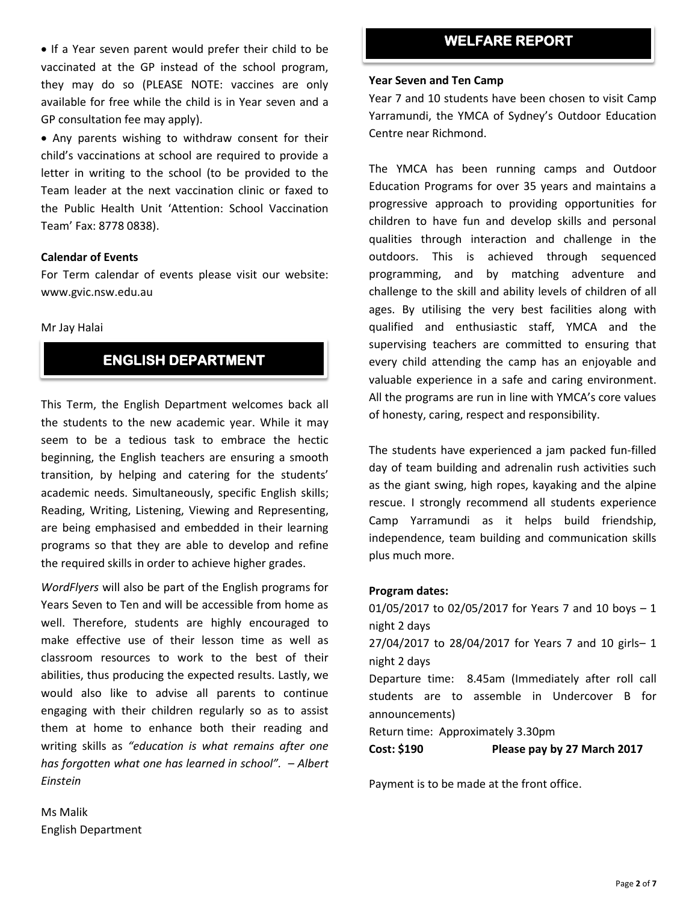- If a Year seven parent would prefer their child to be vaccinated at the GP instead of the school program, they may do so (PLEASE NOTE: vaccines are only available for free while the child is in Year seven and a GP consultation fee may apply).
- Any parents wishing to withdraw consent for their child's vaccinations at school are required to provide a letter in writing to the school (to be provided to the Team leader at the next vaccination clinic or faxed to the Public Health Unit 'Attention: School Vaccination Team' Fax: 8778 0838).

**Calendar of Events**

For Term calendar of events please visit our website: www.gvic.nsw.edu.au

Mr Jay Halai

## ENGLISH DEPARTMENT

This Term, the English Department welcomes back all the students to the new academic year. While it may seem to be a tedious task to embrace the hectic beginning, the English teachers are ensuring a smooth transition, by helping and catering for the students' academic needs. Simultaneously, specific English skills; Reading, Writing, Listening, Viewing and Representing, are being emphasised and embedded in their learning programs so that they are able to develop and refine the required skills in order to achieve higher grades.

*WordFlyers* will also be part of the English programs for Years Seven to Ten and will be accessible from home as well. Therefore, students are highly encouraged to make effective use of their lesson time as well as classroom resources to work to the best of their abilities, thus producing the expected results. Lastly, we would also like to advise all parents to continue engaging with their children regularly so as to assist them at home to enhance both their reading and writing skills as *"education is what remains after one has forgotten what one has learned in school". – Albert Einstein*

Ms Malik
English Department

## WELFARE REPORT

**Year Seven and Ten Camp**

Year 7 and 10 students have been chosen to visit Camp Yarramundi, the YMCA of Sydney's Outdoor Education Centre near Richmond.

The YMCA has been running camps and Outdoor Education Programs for over 35 years and maintains a progressive approach to providing opportunities for children to have fun and develop skills and personal qualities through interaction and challenge in the outdoors. This is achieved through sequenced programming, and by matching adventure and challenge to the skill and ability levels of children of all ages. By utilising the very best facilities along with qualified and enthusiastic staff, YMCA and the supervising teachers are committed to ensuring that every child attending the camp has an enjoyable and valuable experience in a safe and caring environment. All the programs are run in line with YMCA's core values of honesty, caring, respect and responsibility.

The students have experienced a jam packed fun-filled day of team building and adrenalin rush activities such as the giant swing, high ropes, kayaking and the alpine rescue. I strongly recommend all students experience Camp Yarramundi as it helps build friendship, independence, team building and communication skills plus much more.

**Program dates:**

01/05/2017 to 02/05/2017 for Years 7 and 10 boys – 1 night 2 days

27/04/2017 to 28/04/2017 for Years 7 and 10 girls– 1 night 2 days

Departure time: 8.45am (Immediately after roll call students are to assemble in Undercover B for announcements)

Return time: Approximately 3.30pm

**Cost: $190** **Please pay by 27 March 2017**

Payment is to be made at the front office.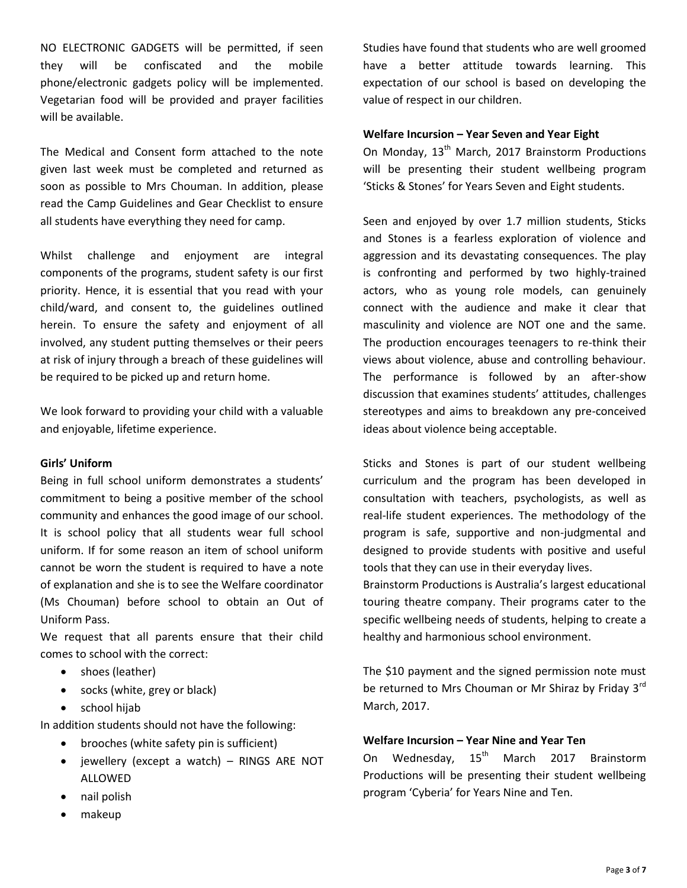NO ELECTRONIC GADGETS will be permitted, if seen they will be confiscated and the mobile phone/electronic gadgets policy will be implemented. Vegetarian food will be provided and prayer facilities will be available.

The Medical and Consent form attached to the note given last week must be completed and returned as soon as possible to Mrs Chouman. In addition, please read the Camp Guidelines and Gear Checklist to ensure all students have everything they need for camp.

Whilst challenge and enjoyment are integral components of the programs, student safety is our first priority. Hence, it is essential that you read with your child/ward, and consent to, the guidelines outlined herein. To ensure the safety and enjoyment of all involved, any student putting themselves or their peers at risk of injury through a breach of these guidelines will be required to be picked up and return home.

We look forward to providing your child with a valuable and enjoyable, lifetime experience.

**Girls' Uniform**

Being in full school uniform demonstrates a students' commitment to being a positive member of the school community and enhances the good image of our school. It is school policy that all students wear full school uniform. If for some reason an item of school uniform cannot be worn the student is required to have a note of explanation and she is to see the Welfare coordinator (Ms Chouman) before school to obtain an Out of Uniform Pass.

We request that all parents ensure that their child comes to school with the correct:

- shoes (leather)
- socks (white, grey or black)
- school hijab

In addition students should not have the following:

- brooches (white safety pin is sufficient)
- jewellery (except a watch) – RINGS ARE NOT ALLOWED
- nail polish
- makeup

Studies have found that students who are well groomed have a better attitude towards learning. This expectation of our school is based on developing the value of respect in our children.

**Welfare Incursion – Year Seven and Year Eight**

On Monday, 13th March, 2017 Brainstorm Productions will be presenting their student wellbeing program 'Sticks & Stones' for Years Seven and Eight students.

Seen and enjoyed by over 1.7 million students, Sticks and Stones is a fearless exploration of violence and aggression and its devastating consequences. The play is confronting and performed by two highly-trained actors, who as young role models, can genuinely connect with the audience and make it clear that masculinity and violence are NOT one and the same. The production encourages teenagers to re-think their views about violence, abuse and controlling behaviour. The performance is followed by an after-show discussion that examines students' attitudes, challenges stereotypes and aims to breakdown any pre-conceived ideas about violence being acceptable.

Sticks and Stones is part of our student wellbeing curriculum and the program has been developed in consultation with teachers, psychologists, as well as real-life student experiences. The methodology of the program is safe, supportive and non-judgmental and designed to provide students with positive and useful tools that they can use in their everyday lives.

Brainstorm Productions is Australia's largest educational touring theatre company. Their programs cater to the specific wellbeing needs of students, helping to create a healthy and harmonious school environment.

The $10 payment and the signed permission note must be returned to Mrs Chouman or Mr Shiraz by Friday 3rd March, 2017.

**Welfare Incursion – Year Nine and Year Ten**

On Wednesday, 15th March 2017 Brainstorm Productions will be presenting their student wellbeing program 'Cyberia' for Years Nine and Ten.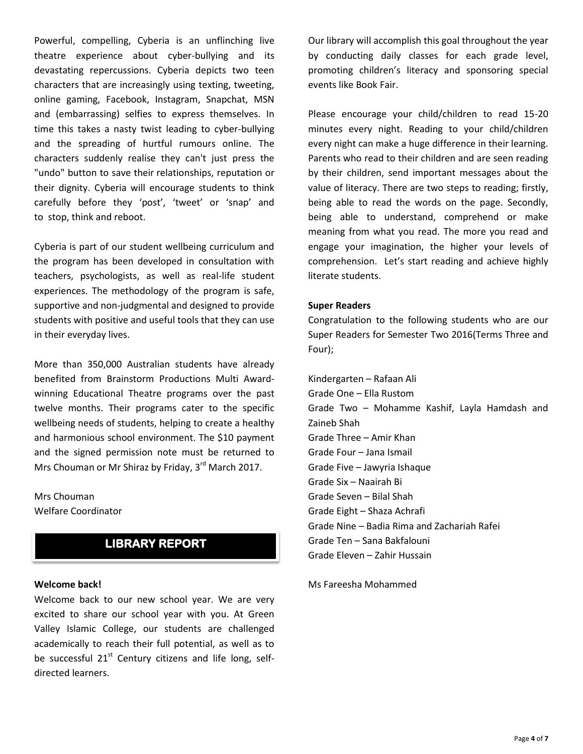Powerful, compelling, Cyberia is an unflinching live theatre experience about cyber-bullying and its devastating repercussions. Cyberia depicts two teen characters that are increasingly using texting, tweeting, online gaming, Facebook, Instagram, Snapchat, MSN and (embarrassing) selfies to express themselves. In time this takes a nasty twist leading to cyber-bullying and the spreading of hurtful rumours online. The characters suddenly realise they can't just press the "undo" button to save their relationships, reputation or their dignity. Cyberia will encourage students to think carefully before they 'post', 'tweet' or 'snap' and to stop, think and reboot.

Cyberia is part of our student wellbeing curriculum and the program has been developed in consultation with teachers, psychologists, as well as real-life student experiences. The methodology of the program is safe, supportive and non-judgmental and designed to provide students with positive and useful tools that they can use in their everyday lives.

More than 350,000 Australian students have already benefited from Brainstorm Productions Multi Award-winning Educational Theatre programs over the past twelve months. Their programs cater to the specific wellbeing needs of students, helping to create a healthy and harmonious school environment. The $10 payment and the signed permission note must be returned to Mrs Chouman or Mr Shiraz by Friday, 3rd March 2017.

Mrs Chouman
Welfare Coordinator

## LIBRARY REPORT

**Welcome back!**

Welcome back to our new school year. We are very excited to share our school year with you. At Green Valley Islamic College, our students are challenged academically to reach their full potential, as well as to be successful 21st Century citizens and life long, self-directed learners.

Our library will accomplish this goal throughout the year by conducting daily classes for each grade level, promoting children's literacy and sponsoring special events like Book Fair.

Please encourage your child/children to read 15-20 minutes every night. Reading to your child/children every night can make a huge difference in their learning. Parents who read to their children and are seen reading by their children, send important messages about the value of literacy. There are two steps to reading; firstly, being able to read the words on the page. Secondly, being able to understand, comprehend or make meaning from what you read. The more you read and engage your imagination, the higher your levels of comprehension. Let's start reading and achieve highly literate students.

**Super Readers**

Congratulation to the following students who are our Super Readers for Semester Two 2016(Terms Three and Four);

Kindergarten – Rafaan Ali
Grade One – Ella Rustom
Grade Two – Mohamme Kashif, Layla Hamdash and Zaineb Shah
Grade Three – Amir Khan
Grade Four – Jana Ismail
Grade Five – Jawyria Ishaque
Grade Six – Naairah Bi
Grade Seven – Bilal Shah
Grade Eight – Shaza Achrafi
Grade Nine – Badia Rima and Zachariah Rafei
Grade Ten – Sana Bakfalouni
Grade Eleven – Zahir Hussain

Ms Fareesha Mohammed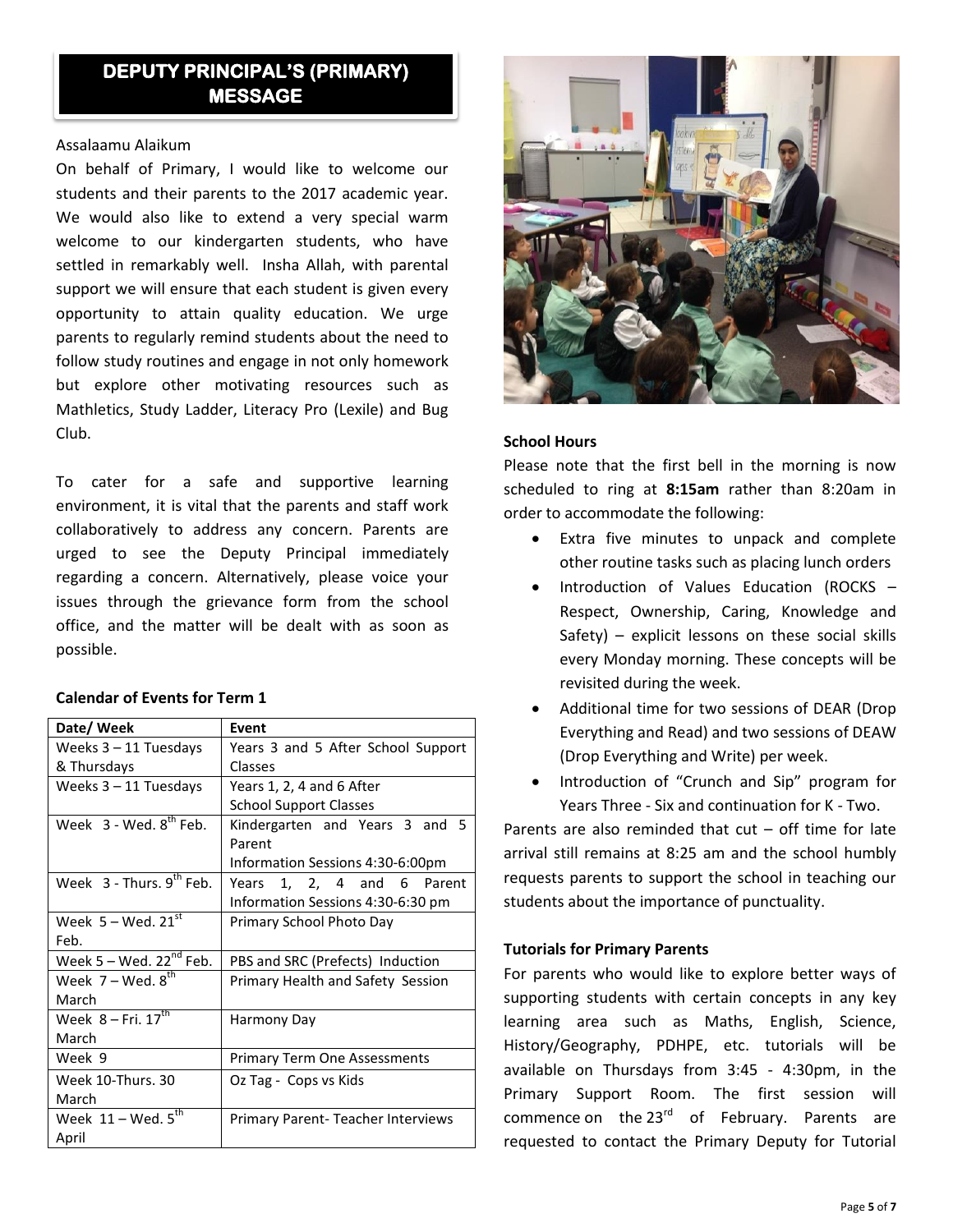# DEPUTY PRINCIPAL'S (PRIMARY) MESSAGE

Assalaamu Alaikum

On behalf of Primary, I would like to welcome our students and their parents to the 2017 academic year. We would also like to extend a very special warm welcome to our kindergarten students, who have settled in remarkably well. Insha Allah, with parental support we will ensure that each student is given every opportunity to attain quality education. We urge parents to regularly remind students about the need to follow study routines and engage in not only homework but explore other motivating resources such as Mathletics, Study Ladder, Literacy Pro (Lexile) and Bug Club.

To cater for a safe and supportive learning environment, it is vital that the parents and staff work collaboratively to address any concern. Parents are urged to see the Deputy Principal immediately regarding a concern. Alternatively, please voice your issues through the grievance form from the school office, and the matter will be dealt with as soon as possible.

**Calendar of Events for Term 1**

| Date/ Week | Event |
|---|---|
| Weeks 3 – 11 Tuesdays & Thursdays | Years 3 and 5 After School Support Classes |
| Weeks 3 – 11 Tuesdays | Years 1, 2, 4 and 6 After School Support Classes |
| Week 3 - Wed. 8th Feb. | Kindergarten and Years 3 and 5 Parent Information Sessions 4:30-6:00pm |
| Week 3 - Thurs. 9th Feb. | Years 1, 2, 4 and 6 Parent Information Sessions 4:30-6:30 pm |
| Week 5 – Wed. 21st Feb. | Primary School Photo Day |
| Week 5 – Wed. 22nd Feb. | PBS and SRC (Prefects) Induction |
| Week 7 – Wed. 8th March | Primary Health and Safety Session |
| Week 8 – Fri. 17th March | Harmony Day |
| Week 9 | Primary Term One Assessments |
| Week 10-Thurs. 30 March | Oz Tag - Cops vs Kids |
| Week 11 – Wed. 5th April | Primary Parent- Teacher Interviews |

**School Hours**

Please note that the first bell in the morning is now scheduled to ring at **8:15am** rather than 8:20am in order to accommodate the following:

- Extra five minutes to unpack and complete other routine tasks such as placing lunch orders
- Introduction of Values Education (ROCKS – Respect, Ownership, Caring, Knowledge and Safety) – explicit lessons on these social skills every Monday morning. These concepts will be revisited during the week.
- Additional time for two sessions of DEAR (Drop Everything and Read) and two sessions of DEAW (Drop Everything and Write) per week.
- Introduction of "Crunch and Sip" program for Years Three - Six and continuation for K - Two.

Parents are also reminded that cut – off time for late arrival still remains at 8:25 am and the school humbly requests parents to support the school in teaching our students about the importance of punctuality.

**Tutorials for Primary Parents**

For parents who would like to explore better ways of supporting students with certain concepts in any key learning area such as Maths, English, Science, History/Geography, PDHPE, etc. tutorials will be available on Thursdays from 3:45 - 4:30pm, in the Primary Support Room. The first session will commence on the 23rd of February. Parents are requested to contact the Primary Deputy for Tutorial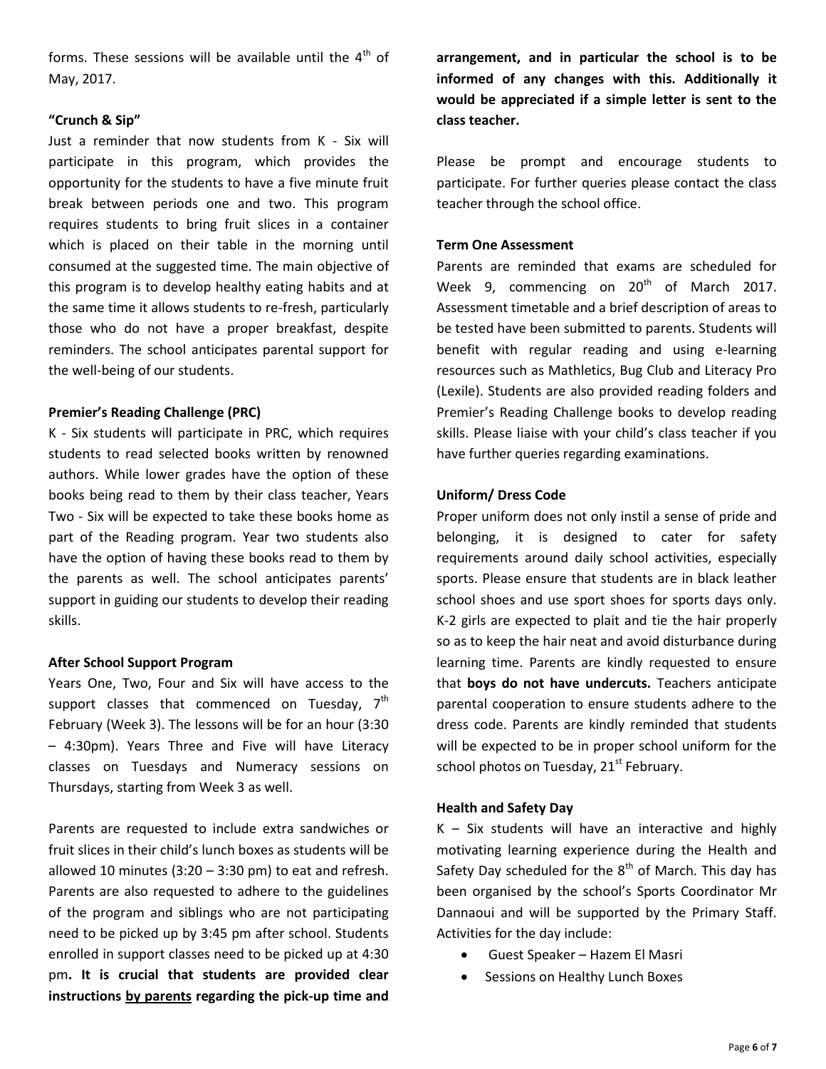forms. These sessions will be available until the 4th of May, 2017.

**"Crunch & Sip"**

Just a reminder that now students from K - Six will participate in this program, which provides the opportunity for the students to have a five minute fruit break between periods one and two. This program requires students to bring fruit slices in a container which is placed on their table in the morning until consumed at the suggested time. The main objective of this program is to develop healthy eating habits and at the same time it allows students to re-fresh, particularly those who do not have a proper breakfast, despite reminders. The school anticipates parental support for the well-being of our students.

**Premier's Reading Challenge (PRC)**

K - Six students will participate in PRC, which requires students to read selected books written by renowned authors. While lower grades have the option of these books being read to them by their class teacher, Years Two - Six will be expected to take these books home as part of the Reading program. Year two students also have the option of having these books read to them by the parents as well. The school anticipates parents' support in guiding our students to develop their reading skills.

**After School Support Program**

Years One, Two, Four and Six will have access to the support classes that commenced on Tuesday, 7th February (Week 3). The lessons will be for an hour (3:30 – 4:30pm). Years Three and Five will have Literacy classes on Tuesdays and Numeracy sessions on Thursdays, starting from Week 3 as well.

Parents are requested to include extra sandwiches or fruit slices in their child's lunch boxes as students will be allowed 10 minutes (3:20 – 3:30 pm) to eat and refresh. Parents are also requested to adhere to the guidelines of the program and siblings who are not participating need to be picked up by 3:45 pm after school. Students enrolled in support classes need to be picked up at 4:30 pm**. It is crucial that students are provided clear instructions <u>by parents</u> regarding the pick-up time and arrangement, and in particular the school is to be informed of any changes with this. Additionally it would be appreciated if a simple letter is sent to the class teacher.**

Please be prompt and encourage students to participate. For further queries please contact the class teacher through the school office.

**Term One Assessment**

Parents are reminded that exams are scheduled for Week 9, commencing on 20th of March 2017. Assessment timetable and a brief description of areas to be tested have been submitted to parents. Students will benefit with regular reading and using e-learning resources such as Mathletics, Bug Club and Literacy Pro (Lexile). Students are also provided reading folders and Premier's Reading Challenge books to develop reading skills. Please liaise with your child's class teacher if you have further queries regarding examinations.

**Uniform/ Dress Code**

Proper uniform does not only instil a sense of pride and belonging, it is designed to cater for safety requirements around daily school activities, especially sports. Please ensure that students are in black leather school shoes and use sport shoes for sports days only. K-2 girls are expected to plait and tie the hair properly so as to keep the hair neat and avoid disturbance during learning time. Parents are kindly requested to ensure that **boys do not have undercuts.** Teachers anticipate parental cooperation to ensure students adhere to the dress code. Parents are kindly reminded that students will be expected to be in proper school uniform for the school photos on Tuesday, 21st February.

**Health and Safety Day**

K – Six students will have an interactive and highly motivating learning experience during the Health and Safety Day scheduled for the 8th of March. This day has been organised by the school's Sports Coordinator Mr Dannaoui and will be supported by the Primary Staff. Activities for the day include:

- Guest Speaker – Hazem El Masri
- Sessions on Healthy Lunch Boxes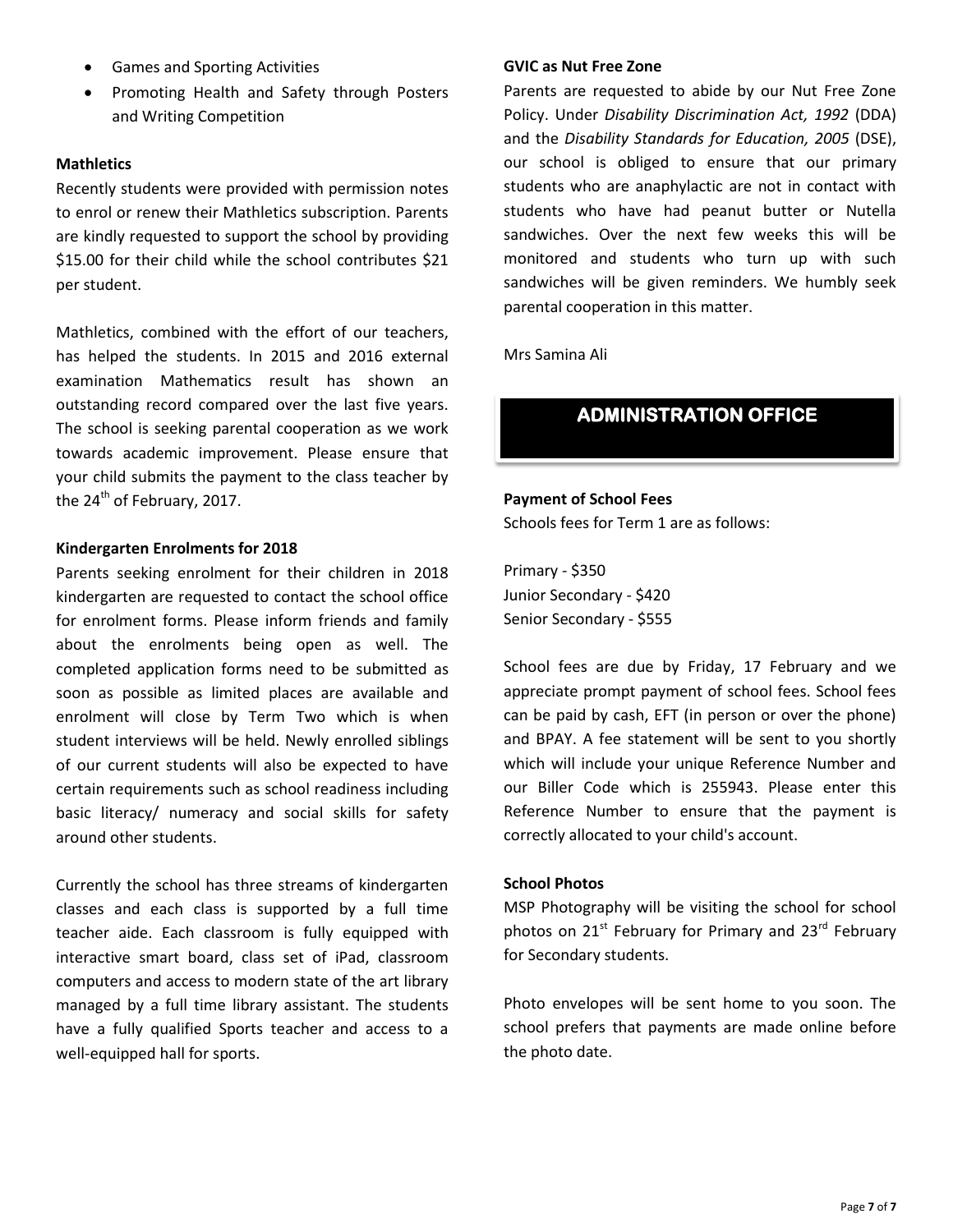- Games and Sporting Activities
- Promoting Health and Safety through Posters and Writing Competition

**Mathletics**

Recently students were provided with permission notes to enrol or renew their Mathletics subscription. Parents are kindly requested to support the school by providing $15.00 for their child while the school contributes $21 per student.

Mathletics, combined with the effort of our teachers, has helped the students. In 2015 and 2016 external examination Mathematics result has shown an outstanding record compared over the last five years. The school is seeking parental cooperation as we work towards academic improvement. Please ensure that your child submits the payment to the class teacher by the 24th of February, 2017.

**Kindergarten Enrolments for 2018**

Parents seeking enrolment for their children in 2018 kindergarten are requested to contact the school office for enrolment forms. Please inform friends and family about the enrolments being open as well. The completed application forms need to be submitted as soon as possible as limited places are available and enrolment will close by Term Two which is when student interviews will be held. Newly enrolled siblings of our current students will also be expected to have certain requirements such as school readiness including basic literacy/ numeracy and social skills for safety around other students.

Currently the school has three streams of kindergarten classes and each class is supported by a full time teacher aide. Each classroom is fully equipped with interactive smart board, class set of iPad, classroom computers and access to modern state of the art library managed by a full time library assistant. The students have a fully qualified Sports teacher and access to a well-equipped hall for sports.

**GVIC as Nut Free Zone**

Parents are requested to abide by our Nut Free Zone Policy. Under *Disability Discrimination Act, 1992* (DDA) and the *Disability Standards for Education, 2005* (DSE), our school is obliged to ensure that our primary students who are anaphylactic are not in contact with students who have had peanut butter or Nutella sandwiches. Over the next few weeks this will be monitored and students who turn up with such sandwiches will be given reminders. We humbly seek parental cooperation in this matter.

Mrs Samina Ali

## ADMINISTRATION OFFICE

**Payment of School Fees**

Schools fees for Term 1 are as follows:

Primary - $350
Junior Secondary - $420
Senior Secondary - $555

School fees are due by Friday, 17 February and we appreciate prompt payment of school fees. School fees can be paid by cash, EFT (in person or over the phone) and BPAY. A fee statement will be sent to you shortly which will include your unique Reference Number and our Biller Code which is 255943. Please enter this Reference Number to ensure that the payment is correctly allocated to your child's account.

**School Photos**

MSP Photography will be visiting the school for school photos on 21st February for Primary and 23rd February for Secondary students.

Photo envelopes will be sent home to you soon. The school prefers that payments are made online before the photo date.